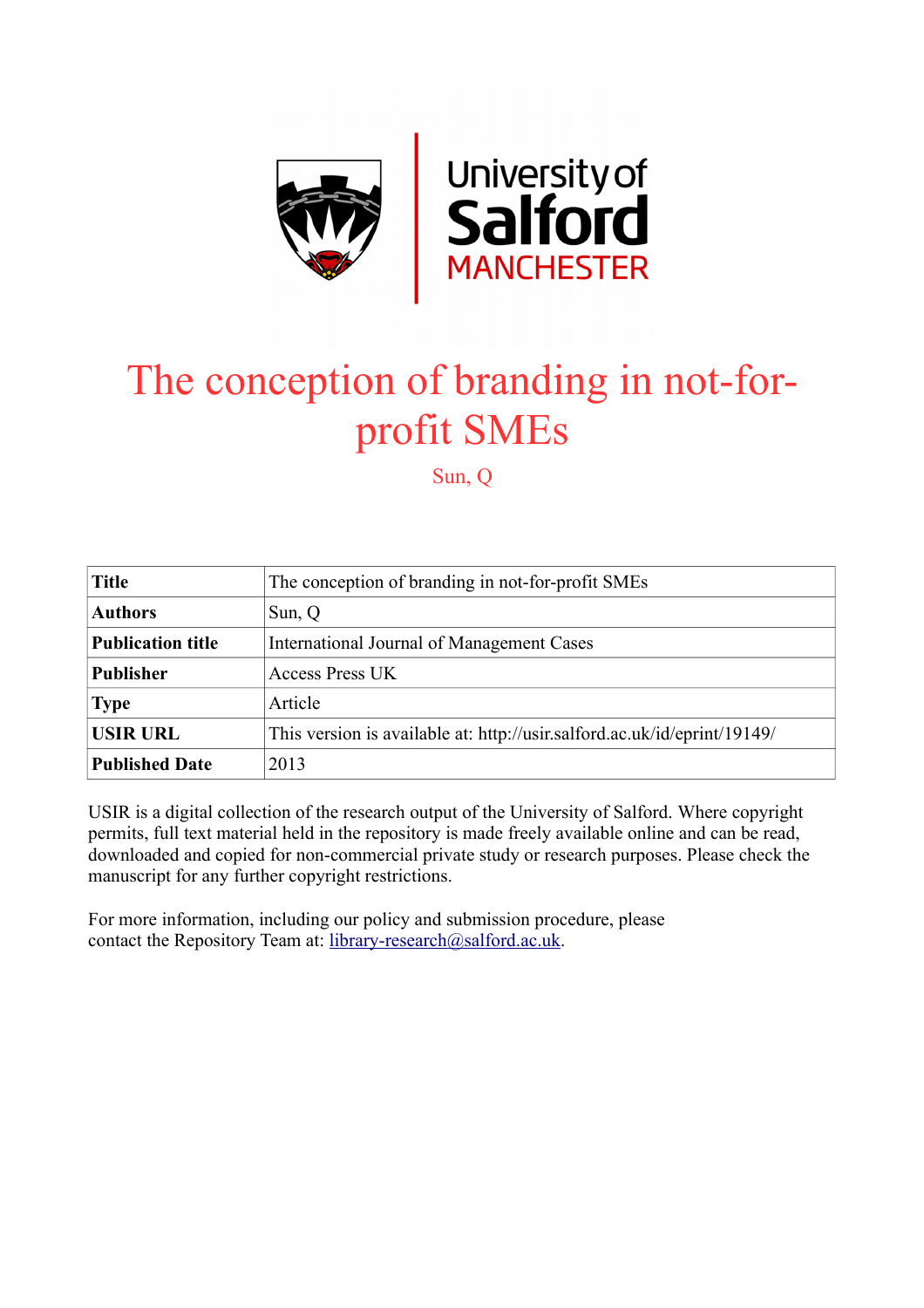# The conception of branding in not-for-profit SMEs

Sun, Q

| Title | The conception of branding in not-for-profit SMEs |
|---|---|
| Authors | Sun, Q |
| Publication title | International Journal of Management Cases |
| Publisher | Access Press UK |
| Type | Article |
| USIR URL | This version is available at: http://usir.salford.ac.uk/id/eprint/19149/ |
| Published Date | 2013 |

USIR is a digital collection of the research output of the University of Salford. Where copyright permits, full text material held in the repository is made freely available online and can be read, downloaded and copied for non-commercial private study or research purposes. Please check the manuscript for any further copyright restrictions.

For more information, including our policy and submission procedure, please contact the Repository Team at: library-research@salford.ac.uk.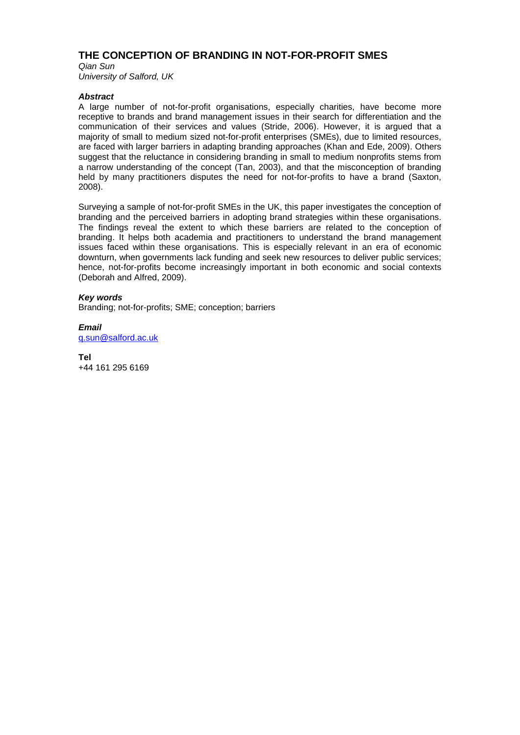# THE CONCEPTION OF BRANDING IN NOT-FOR-PROFIT SMES

*Qian Sun*
*University of Salford, UK*

***Abstract***

A large number of not-for-profit organisations, especially charities, have become more receptive to brands and brand management issues in their search for differentiation and the communication of their services and values (Stride, 2006). However, it is argued that a majority of small to medium sized not-for-profit enterprises (SMEs), due to limited resources, are faced with larger barriers in adapting branding approaches (Khan and Ede, 2009). Others suggest that the reluctance in considering branding in small to medium nonprofits stems from a narrow understanding of the concept (Tan, 2003), and that the misconception of branding held by many practitioners disputes the need for not-for-profits to have a brand (Saxton, 2008).

Surveying a sample of not-for-profit SMEs in the UK, this paper investigates the conception of branding and the perceived barriers in adopting brand strategies within these organisations. The findings reveal the extent to which these barriers are related to the conception of branding. It helps both academia and practitioners to understand the brand management issues faced within these organisations. This is especially relevant in an era of economic downturn, when governments lack funding and seek new resources to deliver public services; hence, not-for-profits become increasingly important in both economic and social contexts (Deborah and Alfred, 2009).

***Key words***

Branding; not-for-profits; SME; conception; barriers

***Email***

q.sun@salford.ac.uk

**Tel**

+44 161 295 6169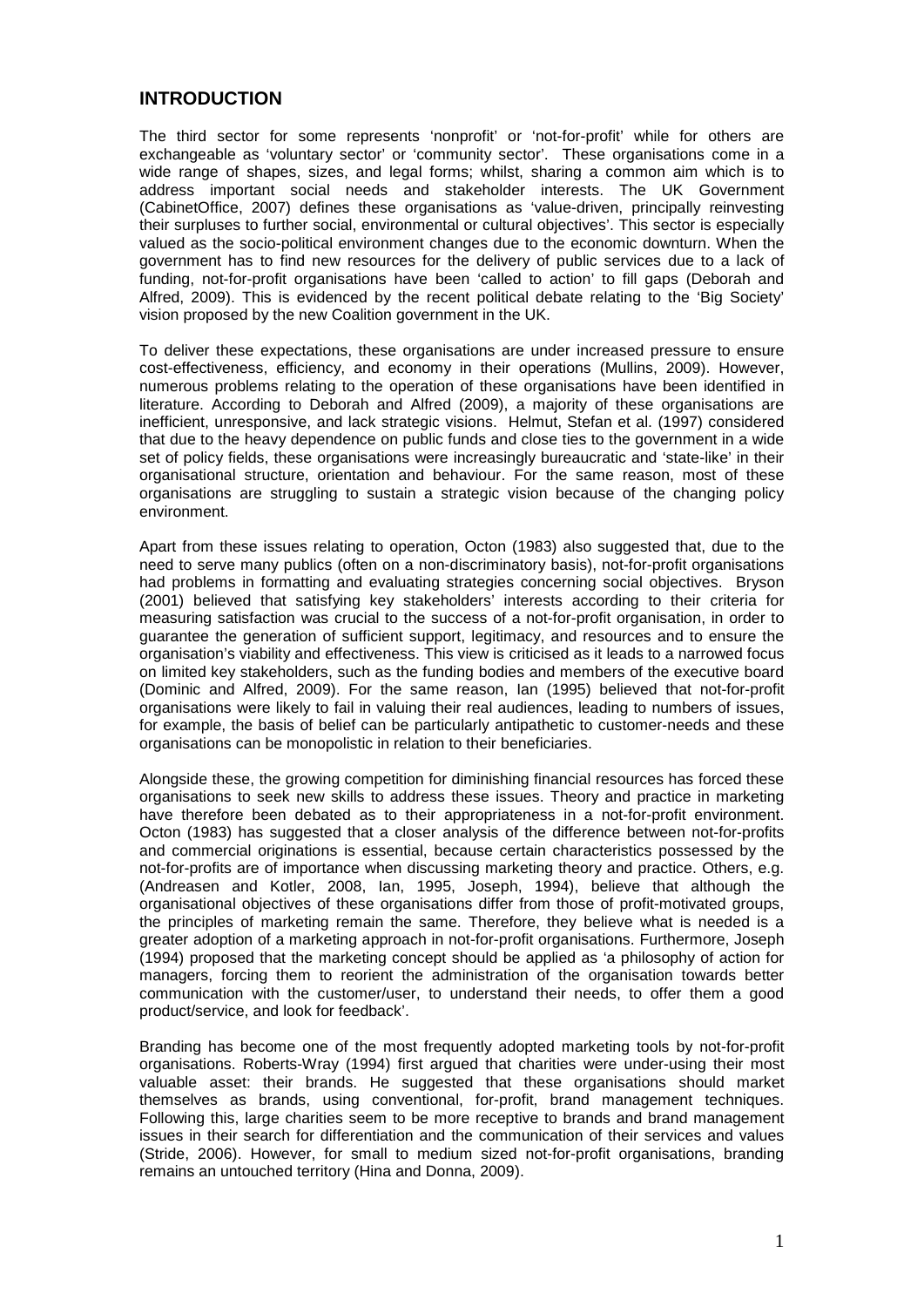## INTRODUCTION

The third sector for some represents 'nonprofit' or 'not-for-profit' while for others are exchangeable as 'voluntary sector' or 'community sector'. These organisations come in a wide range of shapes, sizes, and legal forms; whilst, sharing a common aim which is to address important social needs and stakeholder interests. The UK Government (CabinetOffice, 2007) defines these organisations as 'value-driven, principally reinvesting their surpluses to further social, environmental or cultural objectives'. This sector is especially valued as the socio-political environment changes due to the economic downturn. When the government has to find new resources for the delivery of public services due to a lack of funding, not-for-profit organisations have been 'called to action' to fill gaps (Deborah and Alfred, 2009). This is evidenced by the recent political debate relating to the 'Big Society' vision proposed by the new Coalition government in the UK.

To deliver these expectations, these organisations are under increased pressure to ensure cost-effectiveness, efficiency, and economy in their operations (Mullins, 2009). However, numerous problems relating to the operation of these organisations have been identified in literature. According to Deborah and Alfred (2009), a majority of these organisations are inefficient, unresponsive, and lack strategic visions. Helmut, Stefan et al. (1997) considered that due to the heavy dependence on public funds and close ties to the government in a wide set of policy fields, these organisations were increasingly bureaucratic and 'state-like' in their organisational structure, orientation and behaviour. For the same reason, most of these organisations are struggling to sustain a strategic vision because of the changing policy environment.

Apart from these issues relating to operation, Octon (1983) also suggested that, due to the need to serve many publics (often on a non-discriminatory basis), not-for-profit organisations had problems in formatting and evaluating strategies concerning social objectives. Bryson (2001) believed that satisfying key stakeholders' interests according to their criteria for measuring satisfaction was crucial to the success of a not-for-profit organisation, in order to guarantee the generation of sufficient support, legitimacy, and resources and to ensure the organisation's viability and effectiveness. This view is criticised as it leads to a narrowed focus on limited key stakeholders, such as the funding bodies and members of the executive board (Dominic and Alfred, 2009). For the same reason, Ian (1995) believed that not-for-profit organisations were likely to fail in valuing their real audiences, leading to numbers of issues, for example, the basis of belief can be particularly antipathetic to customer-needs and these organisations can be monopolistic in relation to their beneficiaries.

Alongside these, the growing competition for diminishing financial resources has forced these organisations to seek new skills to address these issues. Theory and practice in marketing have therefore been debated as to their appropriateness in a not-for-profit environment. Octon (1983) has suggested that a closer analysis of the difference between not-for-profits and commercial originations is essential, because certain characteristics possessed by the not-for-profits are of importance when discussing marketing theory and practice. Others, e.g. (Andreasen and Kotler, 2008, Ian, 1995, Joseph, 1994), believe that although the organisational objectives of these organisations differ from those of profit-motivated groups, the principles of marketing remain the same. Therefore, they believe what is needed is a greater adoption of a marketing approach in not-for-profit organisations. Furthermore, Joseph (1994) proposed that the marketing concept should be applied as 'a philosophy of action for managers, forcing them to reorient the administration of the organisation towards better communication with the customer/user, to understand their needs, to offer them a good product/service, and look for feedback'.

Branding has become one of the most frequently adopted marketing tools by not-for-profit organisations. Roberts-Wray (1994) first argued that charities were under-using their most valuable asset: their brands. He suggested that these organisations should market themselves as brands, using conventional, for-profit, brand management techniques. Following this, large charities seem to be more receptive to brands and brand management issues in their search for differentiation and the communication of their services and values (Stride, 2006). However, for small to medium sized not-for-profit organisations, branding remains an untouched territory (Hina and Donna, 2009).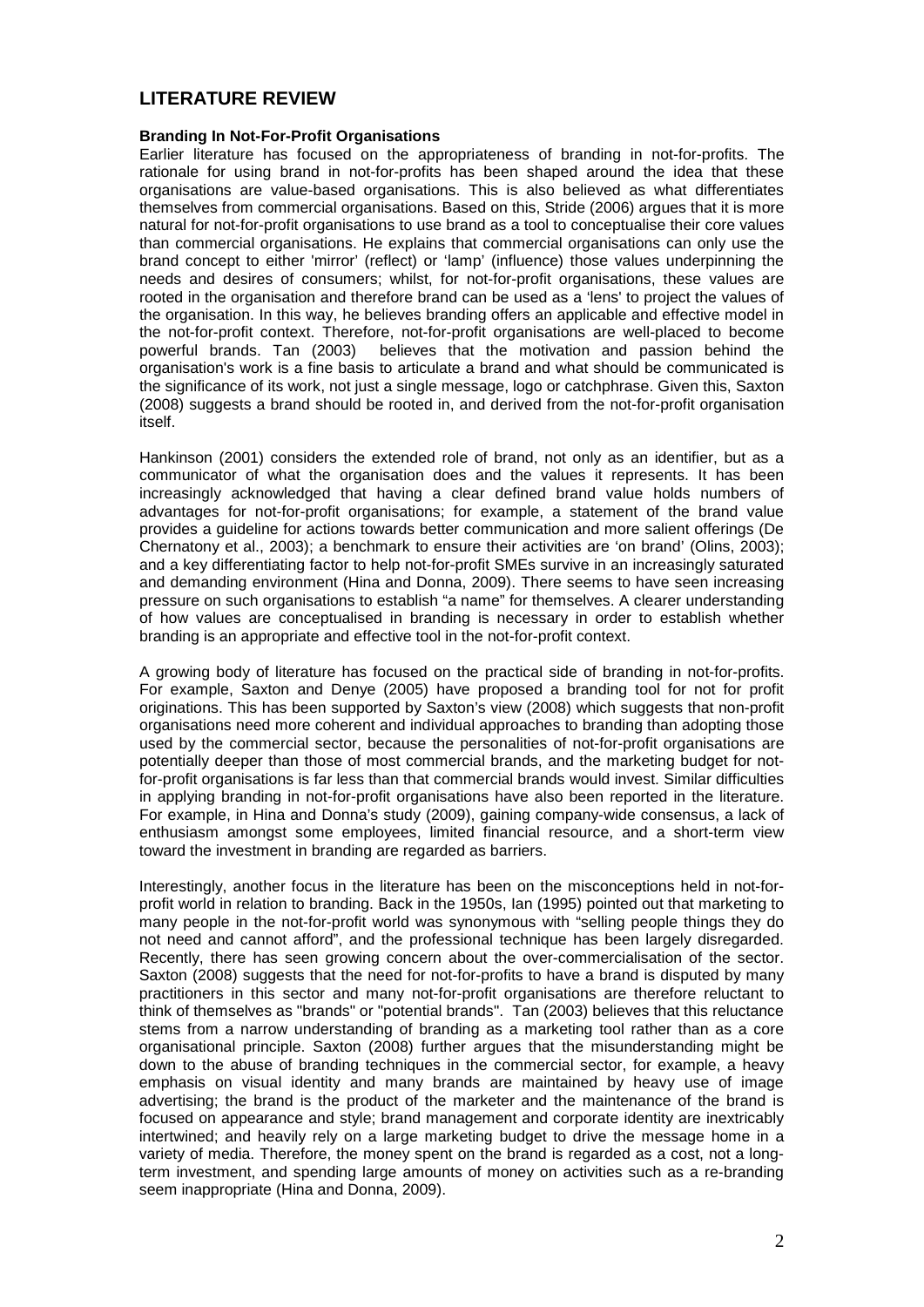# LITERATURE REVIEW

**Branding In Not-For-Profit Organisations**

Earlier literature has focused on the appropriateness of branding in not-for-profits. The rationale for using brand in not-for-profits has been shaped around the idea that these organisations are value-based organisations. This is also believed as what differentiates themselves from commercial organisations. Based on this, Stride (2006) argues that it is more natural for not-for-profit organisations to use brand as a tool to conceptualise their core values than commercial organisations. He explains that commercial organisations can only use the brand concept to either 'mirror' (reflect) or 'lamp' (influence) those values underpinning the needs and desires of consumers; whilst, for not-for-profit organisations, these values are rooted in the organisation and therefore brand can be used as a 'lens' to project the values of the organisation. In this way, he believes branding offers an applicable and effective model in the not-for-profit context. Therefore, not-for-profit organisations are well-placed to become powerful brands. Tan (2003) believes that the motivation and passion behind the organisation's work is a fine basis to articulate a brand and what should be communicated is the significance of its work, not just a single message, logo or catchphrase. Given this, Saxton (2008) suggests a brand should be rooted in, and derived from the not-for-profit organisation itself.

Hankinson (2001) considers the extended role of brand, not only as an identifier, but as a communicator of what the organisation does and the values it represents. It has been increasingly acknowledged that having a clear defined brand value holds numbers of advantages for not-for-profit organisations; for example, a statement of the brand value provides a guideline for actions towards better communication and more salient offerings (De Chernatony et al., 2003); a benchmark to ensure their activities are 'on brand' (Olins, 2003); and a key differentiating factor to help not-for-profit SMEs survive in an increasingly saturated and demanding environment (Hina and Donna, 2009). There seems to have seen increasing pressure on such organisations to establish "a name" for themselves. A clearer understanding of how values are conceptualised in branding is necessary in order to establish whether branding is an appropriate and effective tool in the not-for-profit context.

A growing body of literature has focused on the practical side of branding in not-for-profits. For example, Saxton and Denye (2005) have proposed a branding tool for not for profit originations. This has been supported by Saxton's view (2008) which suggests that non-profit organisations need more coherent and individual approaches to branding than adopting those used by the commercial sector, because the personalities of not-for-profit organisations are potentially deeper than those of most commercial brands, and the marketing budget for not-for-profit organisations is far less than that commercial brands would invest. Similar difficulties in applying branding in not-for-profit organisations have also been reported in the literature. For example, in Hina and Donna's study (2009), gaining company-wide consensus, a lack of enthusiasm amongst some employees, limited financial resource, and a short-term view toward the investment in branding are regarded as barriers.

Interestingly, another focus in the literature has been on the misconceptions held in not-for-profit world in relation to branding. Back in the 1950s, Ian (1995) pointed out that marketing to many people in the not-for-profit world was synonymous with "selling people things they do not need and cannot afford", and the professional technique has been largely disregarded. Recently, there has seen growing concern about the over-commercialisation of the sector. Saxton (2008) suggests that the need for not-for-profits to have a brand is disputed by many practitioners in this sector and many not-for-profit organisations are therefore reluctant to think of themselves as "brands" or "potential brands". Tan (2003) believes that this reluctance stems from a narrow understanding of branding as a marketing tool rather than as a core organisational principle. Saxton (2008) further argues that the misunderstanding might be down to the abuse of branding techniques in the commercial sector, for example, a heavy emphasis on visual identity and many brands are maintained by heavy use of image advertising; the brand is the product of the marketer and the maintenance of the brand is focused on appearance and style; brand management and corporate identity are inextricably intertwined; and heavily rely on a large marketing budget to drive the message home in a variety of media. Therefore, the money spent on the brand is regarded as a cost, not a long-term investment, and spending large amounts of money on activities such as a re-branding seem inappropriate (Hina and Donna, 2009).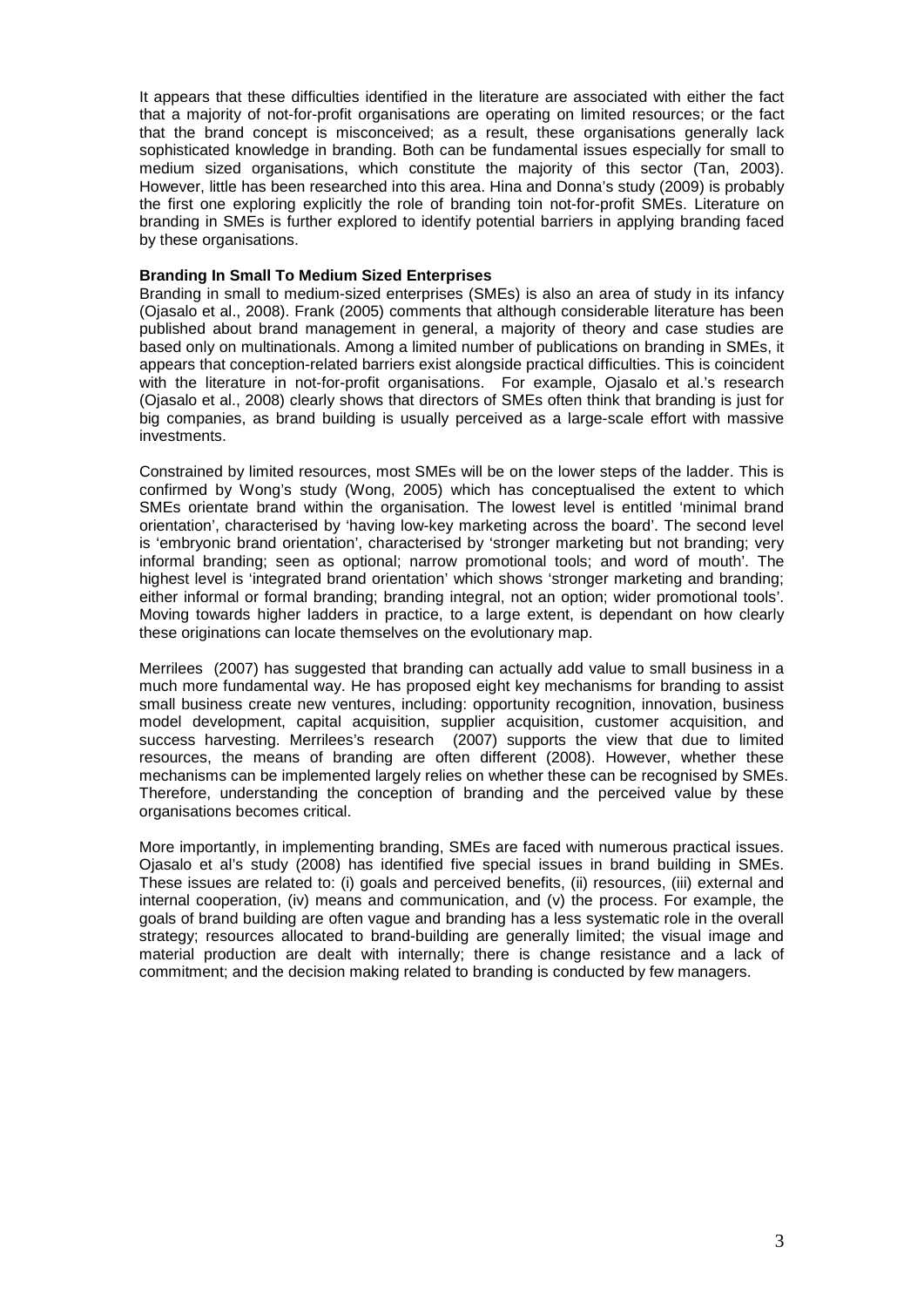It appears that these difficulties identified in the literature are associated with either the fact that a majority of not-for-profit organisations are operating on limited resources; or the fact that the brand concept is misconceived; as a result, these organisations generally lack sophisticated knowledge in branding. Both can be fundamental issues especially for small to medium sized organisations, which constitute the majority of this sector (Tan, 2003). However, little has been researched into this area. Hina and Donna's study (2009) is probably the first one exploring explicitly the role of branding toin not-for-profit SMEs. Literature on branding in SMEs is further explored to identify potential barriers in applying branding faced by these organisations.

**Branding In Small To Medium Sized Enterprises**

Branding in small to medium-sized enterprises (SMEs) is also an area of study in its infancy (Ojasalo et al., 2008). Frank (2005) comments that although considerable literature has been published about brand management in general, a majority of theory and case studies are based only on multinationals. Among a limited number of publications on branding in SMEs, it appears that conception-related barriers exist alongside practical difficulties. This is coincident with the literature in not-for-profit organisations. For example, Ojasalo et al.'s research (Ojasalo et al., 2008) clearly shows that directors of SMEs often think that branding is just for big companies, as brand building is usually perceived as a large-scale effort with massive investments.

Constrained by limited resources, most SMEs will be on the lower steps of the ladder. This is confirmed by Wong's study (Wong, 2005) which has conceptualised the extent to which SMEs orientate brand within the organisation. The lowest level is entitled 'minimal brand orientation', characterised by 'having low-key marketing across the board'. The second level is 'embryonic brand orientation', characterised by 'stronger marketing but not branding; very informal branding; seen as optional; narrow promotional tools; and word of mouth'. The highest level is 'integrated brand orientation' which shows 'stronger marketing and branding; either informal or formal branding; branding integral, not an option; wider promotional tools'. Moving towards higher ladders in practice, to a large extent, is dependant on how clearly these originations can locate themselves on the evolutionary map.

Merrilees (2007) has suggested that branding can actually add value to small business in a much more fundamental way. He has proposed eight key mechanisms for branding to assist small business create new ventures, including: opportunity recognition, innovation, business model development, capital acquisition, supplier acquisition, customer acquisition, and success harvesting. Merrilees's research (2007) supports the view that due to limited resources, the means of branding are often different (2008). However, whether these mechanisms can be implemented largely relies on whether these can be recognised by SMEs. Therefore, understanding the conception of branding and the perceived value by these organisations becomes critical.

More importantly, in implementing branding, SMEs are faced with numerous practical issues. Ojasalo et al's study (2008) has identified five special issues in brand building in SMEs. These issues are related to: (i) goals and perceived benefits, (ii) resources, (iii) external and internal cooperation, (iv) means and communication, and (v) the process. For example, the goals of brand building are often vague and branding has a less systematic role in the overall strategy; resources allocated to brand-building are generally limited; the visual image and material production are dealt with internally; there is change resistance and a lack of commitment; and the decision making related to branding is conducted by few managers.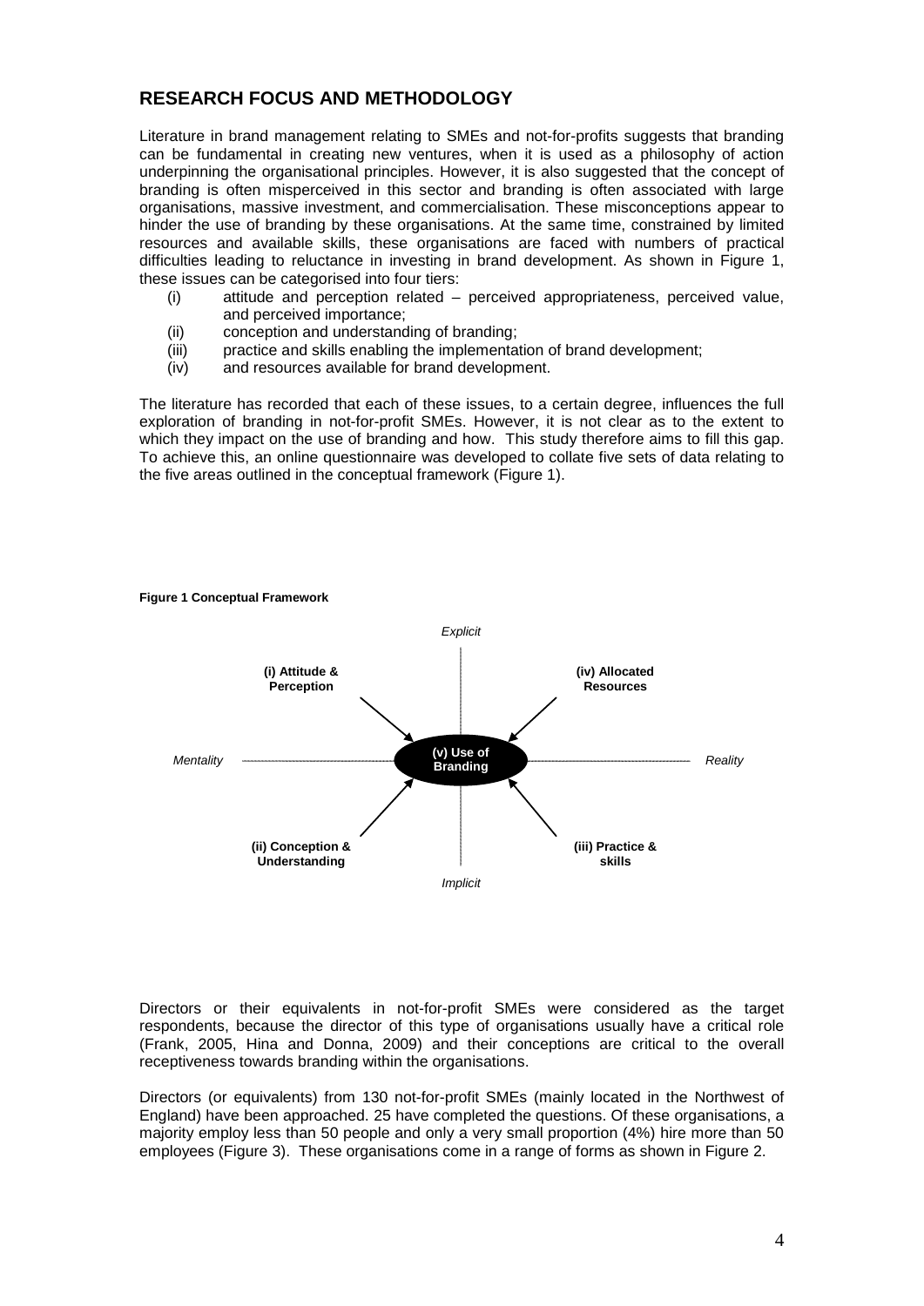## RESEARCH FOCUS AND METHODOLOGY

Literature in brand management relating to SMEs and not-for-profits suggests that branding can be fundamental in creating new ventures, when it is used as a philosophy of action underpinning the organisational principles. However, it is also suggested that the concept of branding is often misperceived in this sector and branding is often associated with large organisations, massive investment, and commercialisation. These misconceptions appear to hinder the use of branding by these organisations. At the same time, constrained by limited resources and available skills, these organisations are faced with numbers of practical difficulties leading to reluctance in investing in brand development. As shown in Figure 1, these issues can be categorised into four tiers:

(i) attitude and perception related – perceived appropriateness, perceived value, and perceived importance;
(ii) conception and understanding of branding;
(iii) practice and skills enabling the implementation of brand development;
(iv) and resources available for brand development.

The literature has recorded that each of these issues, to a certain degree, influences the full exploration of branding in not-for-profit SMEs. However, it is not clear as to the extent to which they impact on the use of branding and how. This study therefore aims to fill this gap. To achieve this, an online questionnaire was developed to collate five sets of data relating to the five areas outlined in the conceptual framework (Figure 1).

**Figure 1 Conceptual Framework**

*Explicit*

**(i) Attitude & Perception** → **(v) Use of Branding** ← **(iv) Allocated Resources**

*Mentality* — **(v) Use of Branding** — *Reality*

**(ii) Conception & Understanding** → **(v) Use of Branding** ← **(iii) Practice & skills**

*Implicit*

Directors or their equivalents in not-for-profit SMEs were considered as the target respondents, because the director of this type of organisations usually have a critical role (Frank, 2005, Hina and Donna, 2009) and their conceptions are critical to the overall receptiveness towards branding within the organisations.

Directors (or equivalents) from 130 not-for-profit SMEs (mainly located in the Northwest of England) have been approached. 25 have completed the questions. Of these organisations, a majority employ less than 50 people and only a very small proportion (4%) hire more than 50 employees (Figure 3). These organisations come in a range of forms as shown in Figure 2.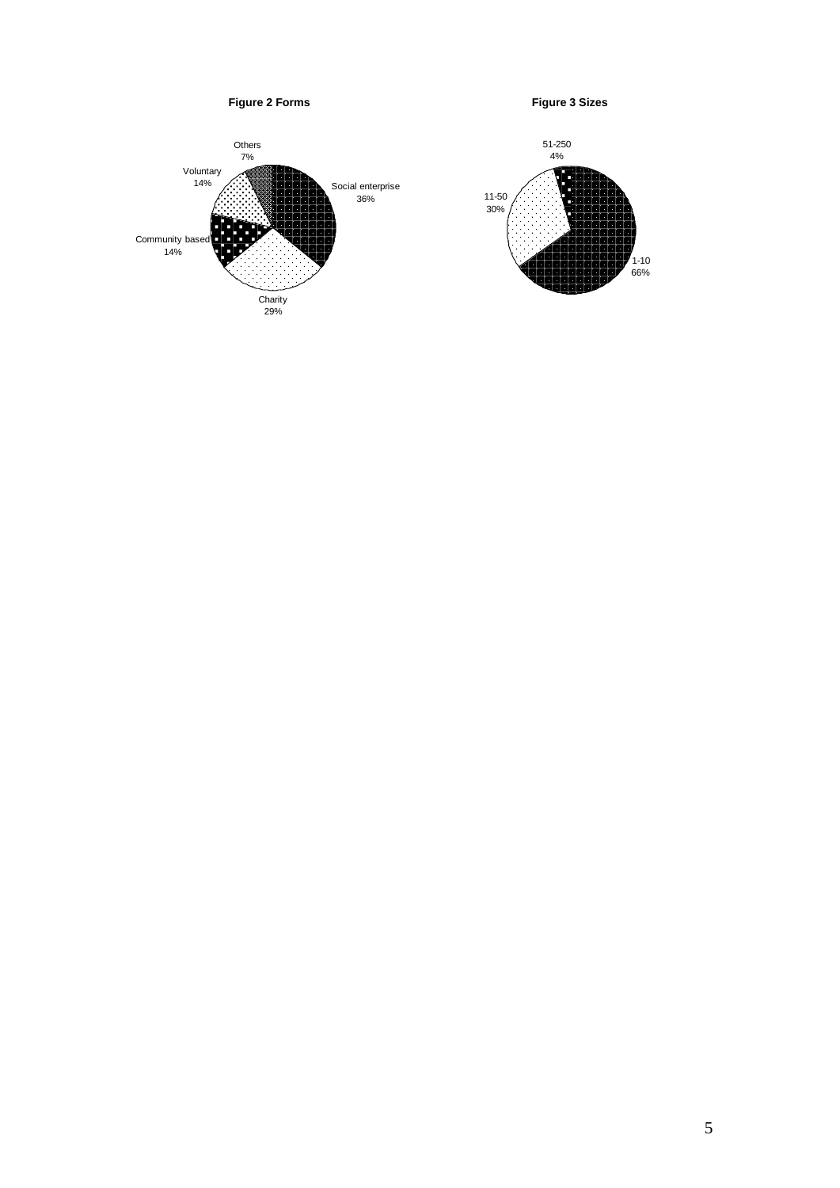**Figure 2 Forms**

Others 7%
Voluntary 14%
Social enterprise 36%
Community based 14%
Charity 29%

**Figure 3 Sizes**

51-250 4%
11-50 30%
1-10 66%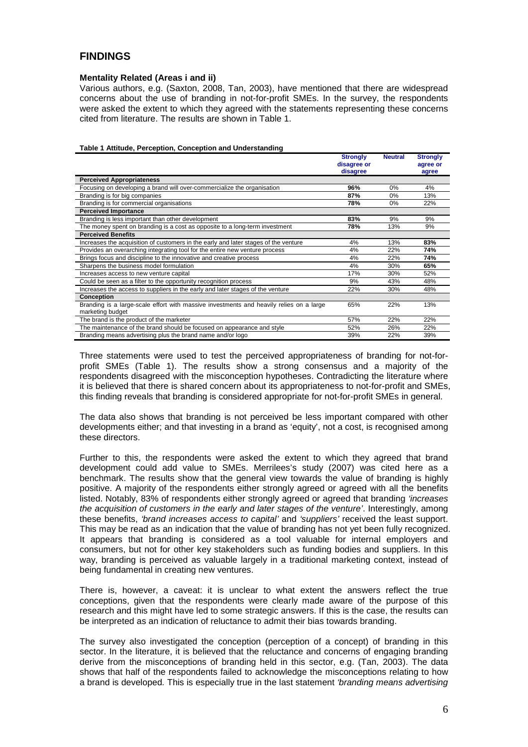## FINDINGS

### Mentality Related (Areas i and ii)

Various authors, e.g. (Saxton, 2008, Tan, 2003), have mentioned that there are widespread concerns about the use of branding in not-for-profit SMEs. In the survey, the respondents were asked the extent to which they agreed with the statements representing these concerns cited from literature. The results are shown in Table 1.

**Table 1 Attitude, Perception, Conception and Understanding**

| | Strongly disagree or disagree | Neutral | Strongly agree or agree |
|---|---|---|---|
| **Perceived Appropriateness** | | | |
| Focusing on developing a brand will over-commercialize the organisation | **96%** | 0% | 4% |
| Branding is for big companies | **87%** | 0% | 13% |
| Branding is for commercial organisations | **78%** | 0% | 22% |
| **Perceived Importance** | | | |
| Branding is less important than other development | **83%** | 9% | 9% |
| The money spent on branding is a cost as opposite to a long-term investment | **78%** | 13% | 9% |
| **Perceived Benefits** | | | |
| Increases the acquisition of customers in the early and later stages of the venture | 4% | 13% | **83%** |
| Provides an overarching integrating tool for the entire new venture process | 4% | 22% | **74%** |
| Brings focus and discipline to the innovative and creative process | 4% | 22% | **74%** |
| Sharpens the business model formulation | 4% | 30% | **65%** |
| Increases access to new venture capital | 17% | 30% | 52% |
| Could be seen as a filter to the opportunity recognition process | 9% | 43% | 48% |
| Increases the access to suppliers in the early and later stages of the venture | 22% | 30% | 48% |
| **Conception** | | | |
| Branding is a large-scale effort with massive investments and heavily relies on a large marketing budget | 65% | 22% | 13% |
| The brand is the product of the marketer | 57% | 22% | 22% |
| The maintenance of the brand should be focused on appearance and style | 52% | 26% | 22% |
| Branding means advertising plus the brand name and/or logo | 39% | 22% | 39% |

Three statements were used to test the perceived appropriateness of branding for not-for-profit SMEs (Table 1). The results show a strong consensus and a majority of the respondents disagreed with the misconception hypotheses. Contradicting the literature where it is believed that there is shared concern about its appropriateness to not-for-profit and SMEs, this finding reveals that branding is considered appropriate for not-for-profit SMEs in general.

The data also shows that branding is not perceived be less important compared with other developments either; and that investing in a brand as 'equity', not a cost, is recognised among these directors.

Further to this, the respondents were asked the extent to which they agreed that brand development could add value to SMEs. Merrilees's study (2007) was cited here as a benchmark. The results show that the general view towards the value of branding is highly positive. A majority of the respondents either strongly agreed or agreed with all the benefits listed. Notably, 83% of respondents either strongly agreed or agreed that branding *'increases the acquisition of customers in the early and later stages of the venture'*. Interestingly, among these benefits, *'brand increases access to capital'* and *'suppliers'* received the least support. This may be read as an indication that the value of branding has not yet been fully recognized. It appears that branding is considered as a tool valuable for internal employers and consumers, but not for other key stakeholders such as funding bodies and suppliers. In this way, branding is perceived as valuable largely in a traditional marketing context, instead of being fundamental in creating new ventures.

There is, however, a caveat: it is unclear to what extent the answers reflect the true conceptions, given that the respondents were clearly made aware of the purpose of this research and this might have led to some strategic answers. If this is the case, the results can be interpreted as an indication of reluctance to admit their bias towards branding.

The survey also investigated the conception (perception of a concept) of branding in this sector. In the literature, it is believed that the reluctance and concerns of engaging branding derive from the misconceptions of branding held in this sector, e.g. (Tan, 2003). The data shows that half of the respondents failed to acknowledge the misconceptions relating to how a brand is developed. This is especially true in the last statement *'branding means advertising*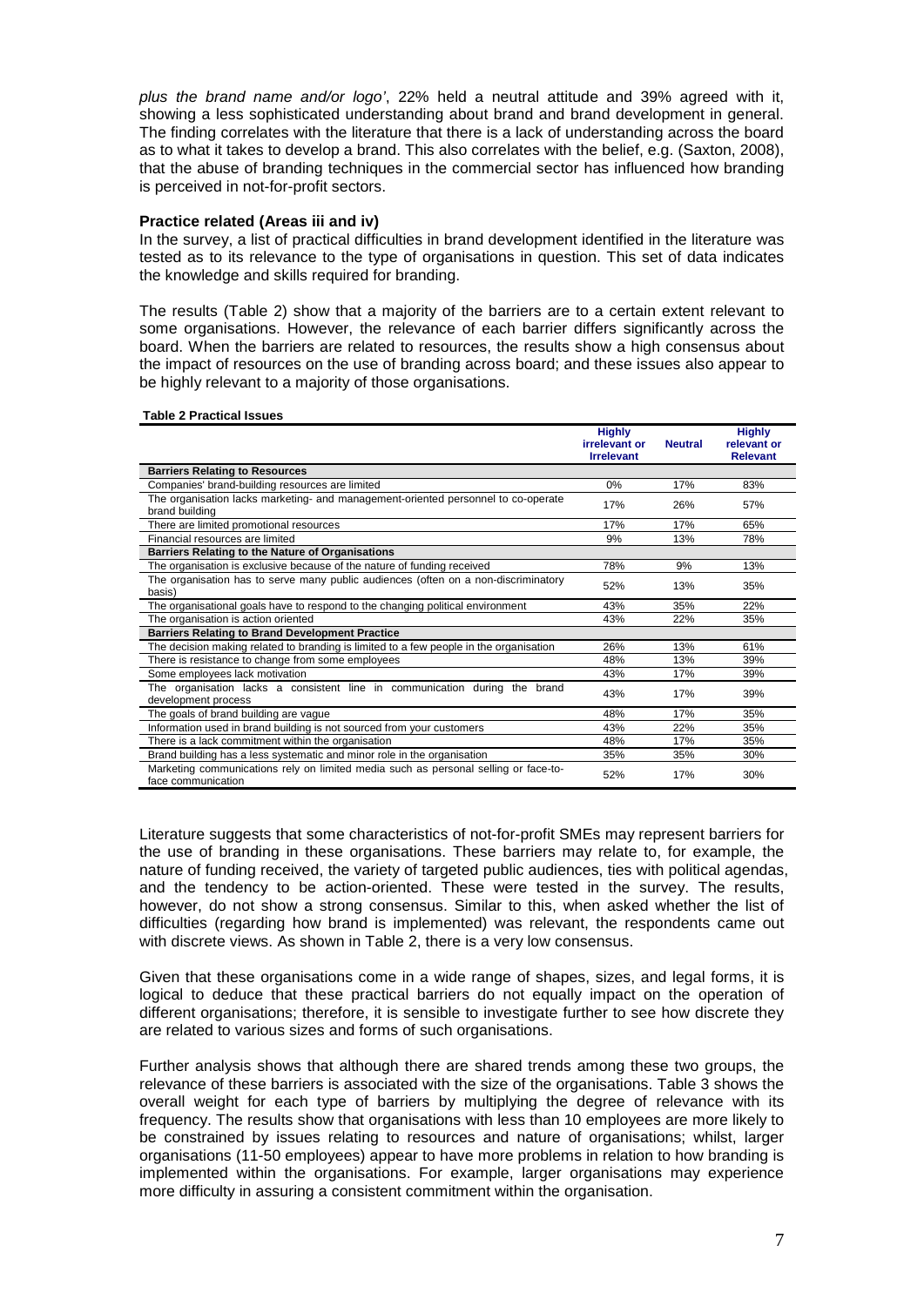*plus the brand name and/or logo'*, 22% held a neutral attitude and 39% agreed with it, showing a less sophisticated understanding about brand and brand development in general. The finding correlates with the literature that there is a lack of understanding across the board as to what it takes to develop a brand. This also correlates with the belief, e.g. (Saxton, 2008), that the abuse of branding techniques in the commercial sector has influenced how branding is perceived in not-for-profit sectors.

**Practice related (Areas iii and iv)**

In the survey, a list of practical difficulties in brand development identified in the literature was tested as to its relevance to the type of organisations in question. This set of data indicates the knowledge and skills required for branding.

The results (Table 2) show that a majority of the barriers are to a certain extent relevant to some organisations. However, the relevance of each barrier differs significantly across the board. When the barriers are related to resources, the results show a high consensus about the impact of resources on the use of branding across board; and these issues also appear to be highly relevant to a majority of those organisations.

**Table 2 Practical Issues**

| | Highly irrelevant or Irrelevant | Neutral | Highly relevant or Relevant |
|---|---|---|---|
| **Barriers Relating to Resources** | | | |
| Companies' brand-building resources are limited | 0% | 17% | 83% |
| The organisation lacks marketing- and management-oriented personnel to co-operate brand building | 17% | 26% | 57% |
| There are limited promotional resources | 17% | 17% | 65% |
| Financial resources are limited | 9% | 13% | 78% |
| **Barriers Relating to the Nature of Organisations** | | | |
| The organisation is exclusive because of the nature of funding received | 78% | 9% | 13% |
| The organisation has to serve many public audiences (often on a non-discriminatory basis) | 52% | 13% | 35% |
| The organisational goals have to respond to the changing political environment | 43% | 35% | 22% |
| The organisation is action oriented | 43% | 22% | 35% |
| **Barriers Relating to Brand Development Practice** | | | |
| The decision making related to branding is limited to a few people in the organisation | 26% | 13% | 61% |
| There is resistance to change from some employees | 48% | 13% | 39% |
| Some employees lack motivation | 43% | 17% | 39% |
| The organisation lacks a consistent line in communication during the brand development process | 43% | 17% | 39% |
| The goals of brand building are vague | 48% | 17% | 35% |
| Information used in brand building is not sourced from your customers | 43% | 22% | 35% |
| There is a lack commitment within the organisation | 48% | 17% | 35% |
| Brand building has a less systematic and minor role in the organisation | 35% | 35% | 30% |
| Marketing communications rely on limited media such as personal selling or face-to-face communication | 52% | 17% | 30% |

Literature suggests that some characteristics of not-for-profit SMEs may represent barriers for the use of branding in these organisations. These barriers may relate to, for example, the nature of funding received, the variety of targeted public audiences, ties with political agendas, and the tendency to be action-oriented. These were tested in the survey. The results, however, do not show a strong consensus. Similar to this, when asked whether the list of difficulties (regarding how brand is implemented) was relevant, the respondents came out with discrete views. As shown in Table 2, there is a very low consensus.

Given that these organisations come in a wide range of shapes, sizes, and legal forms, it is logical to deduce that these practical barriers do not equally impact on the operation of different organisations; therefore, it is sensible to investigate further to see how discrete they are related to various sizes and forms of such organisations.

Further analysis shows that although there are shared trends among these two groups, the relevance of these barriers is associated with the size of the organisations. Table 3 shows the overall weight for each type of barriers by multiplying the degree of relevance with its frequency. The results show that organisations with less than 10 employees are more likely to be constrained by issues relating to resources and nature of organisations; whilst, larger organisations (11-50 employees) appear to have more problems in relation to how branding is implemented within the organisations. For example, larger organisations may experience more difficulty in assuring a consistent commitment within the organisation.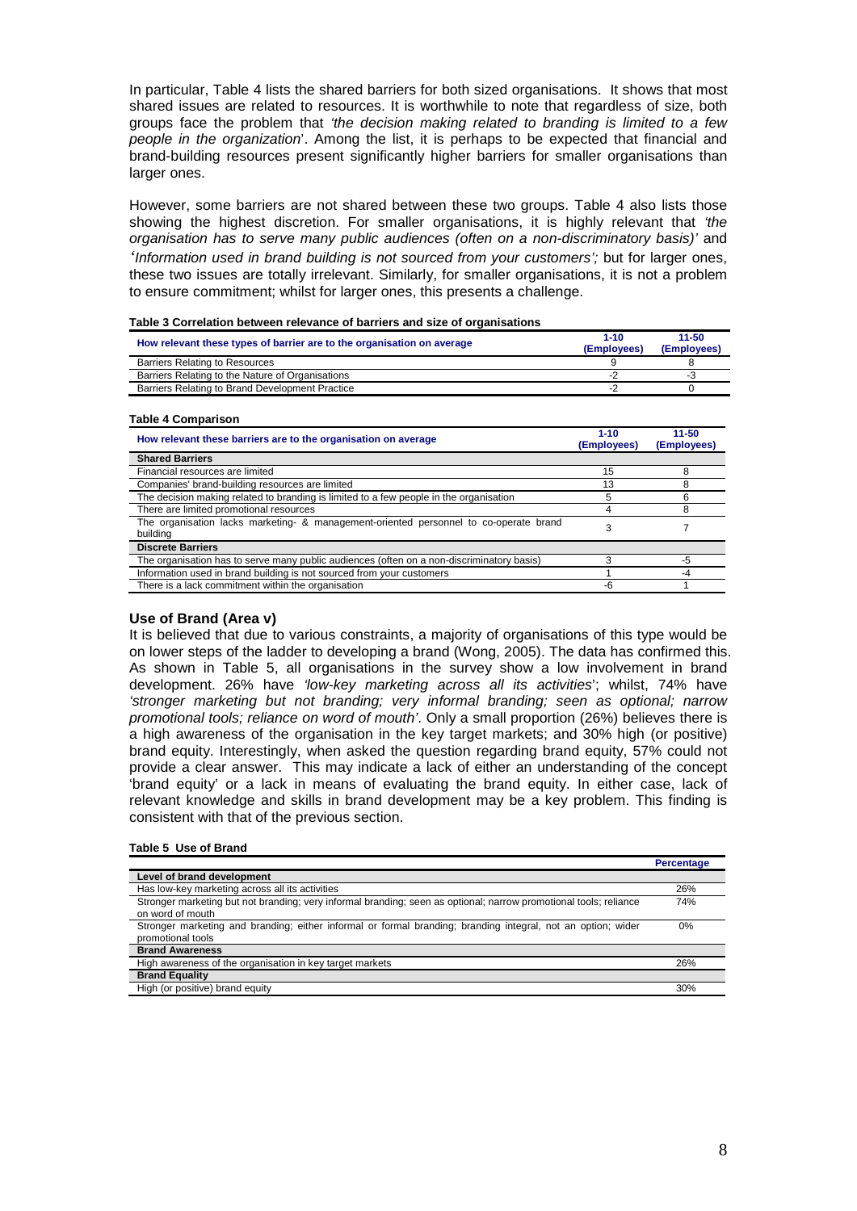In particular, Table 4 lists the shared barriers for both sized organisations. It shows that most shared issues are related to resources. It is worthwhile to note that regardless of size, both groups face the problem that *'the decision making related to branding is limited to a few people in the organization*'. Among the list, it is perhaps to be expected that financial and brand-building resources present significantly higher barriers for smaller organisations than larger ones.

However, some barriers are not shared between these two groups. Table 4 also lists those showing the highest discretion. For smaller organisations, it is highly relevant that *'the organisation has to serve many public audiences (often on a non-discriminatory basis)'* and *'Information used in brand building is not sourced from your customers';* but for larger ones, these two issues are totally irrelevant. Similarly, for smaller organisations, it is not a problem to ensure commitment; whilst for larger ones, this presents a challenge.

**Table 3 Correlation between relevance of barriers and size of organisations**

| How relevant these types of barrier are to the organisation on average | 1-10 (Employees) | 11-50 (Employees) |
|---|---|---|
| Barriers Relating to Resources | 9 | 8 |
| Barriers Relating to the Nature of Organisations | -2 | -3 |
| Barriers Relating to Brand Development Practice | -2 | 0 |

**Table 4 Comparison**

| How relevant these barriers are to the organisation on average | 1-10 (Employees) | 11-50 (Employees) |
|---|---|---|
| **Shared Barriers** | | |
| Financial resources are limited | 15 | 8 |
| Companies' brand-building resources are limited | 13 | 8 |
| The decision making related to branding is limited to a few people in the organisation | 5 | 6 |
| There are limited promotional resources | 4 | 8 |
| The organisation lacks marketing- & management-oriented personnel to co-operate brand building | 3 | 7 |
| **Discrete Barriers** | | |
| The organisation has to serve many public audiences (often on a non-discriminatory basis) | 3 | -5 |
| Information used in brand building is not sourced from your customers | 1 | -4 |
| There is a lack commitment within the organisation | -6 | 1 |

### Use of Brand (Area v)

It is believed that due to various constraints, a majority of organisations of this type would be on lower steps of the ladder to developing a brand (Wong, 2005). The data has confirmed this. As shown in Table 5, all organisations in the survey show a low involvement in brand development. 26% have *'low-key marketing across all its activities*'; whilst, 74% have *'stronger marketing but not branding; very informal branding; seen as optional; narrow promotional tools; reliance on word of mouth'*. Only a small proportion (26%) believes there is a high awareness of the organisation in the key target markets; and 30% high (or positive) brand equity. Interestingly, when asked the question regarding brand equity, 57% could not provide a clear answer. This may indicate a lack of either an understanding of the concept 'brand equity' or a lack in means of evaluating the brand equity. In either case, lack of relevant knowledge and skills in brand development may be a key problem. This finding is consistent with that of the previous section.

**Table 5 Use of Brand**

| | Percentage |
|---|---|
| **Level of brand development** | |
| Has low-key marketing across all its activities | 26% |
| Stronger marketing but not branding; very informal branding; seen as optional; narrow promotional tools; reliance on word of mouth | 74% |
| Stronger marketing and branding; either informal or formal branding; branding integral, not an option; wider promotional tools | 0% |
| **Brand Awareness** | |
| High awareness of the organisation in key target markets | 26% |
| **Brand Equality** | |
| High (or positive) brand equity | 30% |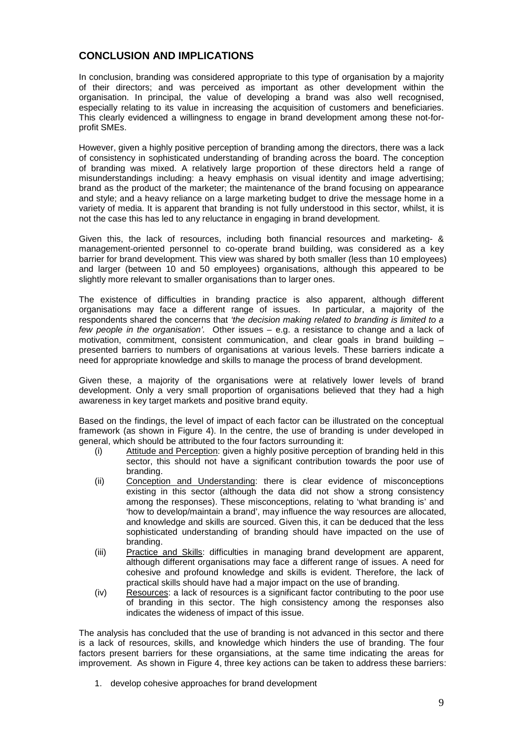## CONCLUSION AND IMPLICATIONS

In conclusion, branding was considered appropriate to this type of organisation by a majority of their directors; and was perceived as important as other development within the organisation. In principal, the value of developing a brand was also well recognised, especially relating to its value in increasing the acquisition of customers and beneficiaries. This clearly evidenced a willingness to engage in brand development among these not-for-profit SMEs.

However, given a highly positive perception of branding among the directors, there was a lack of consistency in sophisticated understanding of branding across the board. The conception of branding was mixed. A relatively large proportion of these directors held a range of misunderstandings including: a heavy emphasis on visual identity and image advertising; brand as the product of the marketer; the maintenance of the brand focusing on appearance and style; and a heavy reliance on a large marketing budget to drive the message home in a variety of media. It is apparent that branding is not fully understood in this sector, whilst, it is not the case this has led to any reluctance in engaging in brand development.

Given this, the lack of resources, including both financial resources and marketing- & management-oriented personnel to co-operate brand building, was considered as a key barrier for brand development. This view was shared by both smaller (less than 10 employees) and larger (between 10 and 50 employees) organisations, although this appeared to be slightly more relevant to smaller organisations than to larger ones.

The existence of difficulties in branding practice is also apparent, although different organisations may face a different range of issues. In particular, a majority of the respondents shared the concerns that *'the decision making related to branding is limited to a few people in the organisation'*. Other issues – e.g. a resistance to change and a lack of motivation, commitment, consistent communication, and clear goals in brand building – presented barriers to numbers of organisations at various levels. These barriers indicate a need for appropriate knowledge and skills to manage the process of brand development.

Given these, a majority of the organisations were at relatively lower levels of brand development. Only a very small proportion of organisations believed that they had a high awareness in key target markets and positive brand equity.

Based on the findings, the level of impact of each factor can be illustrated on the conceptual framework (as shown in Figure 4). In the centre, the use of branding is under developed in general, which should be attributed to the four factors surrounding it:

(i) Attitude and Perception: given a highly positive perception of branding held in this sector, this should not have a significant contribution towards the poor use of branding.

(ii) Conception and Understanding: there is clear evidence of misconceptions existing in this sector (although the data did not show a strong consistency among the responses). These misconceptions, relating to 'what branding is' and 'how to develop/maintain a brand', may influence the way resources are allocated, and knowledge and skills are sourced. Given this, it can be deduced that the less sophisticated understanding of branding should have impacted on the use of branding.

(iii) Practice and Skills: difficulties in managing brand development are apparent, although different organisations may face a different range of issues. A need for cohesive and profound knowledge and skills is evident. Therefore, the lack of practical skills should have had a major impact on the use of branding.

(iv) Resources: a lack of resources is a significant factor contributing to the poor use of branding in this sector. The high consistency among the responses also indicates the wideness of impact of this issue.

The analysis has concluded that the use of branding is not advanced in this sector and there is a lack of resources, skills, and knowledge which hinders the use of branding. The four factors present barriers for these organsiations, at the same time indicating the areas for improvement. As shown in Figure 4, three key actions can be taken to address these barriers:

1. develop cohesive approaches for brand development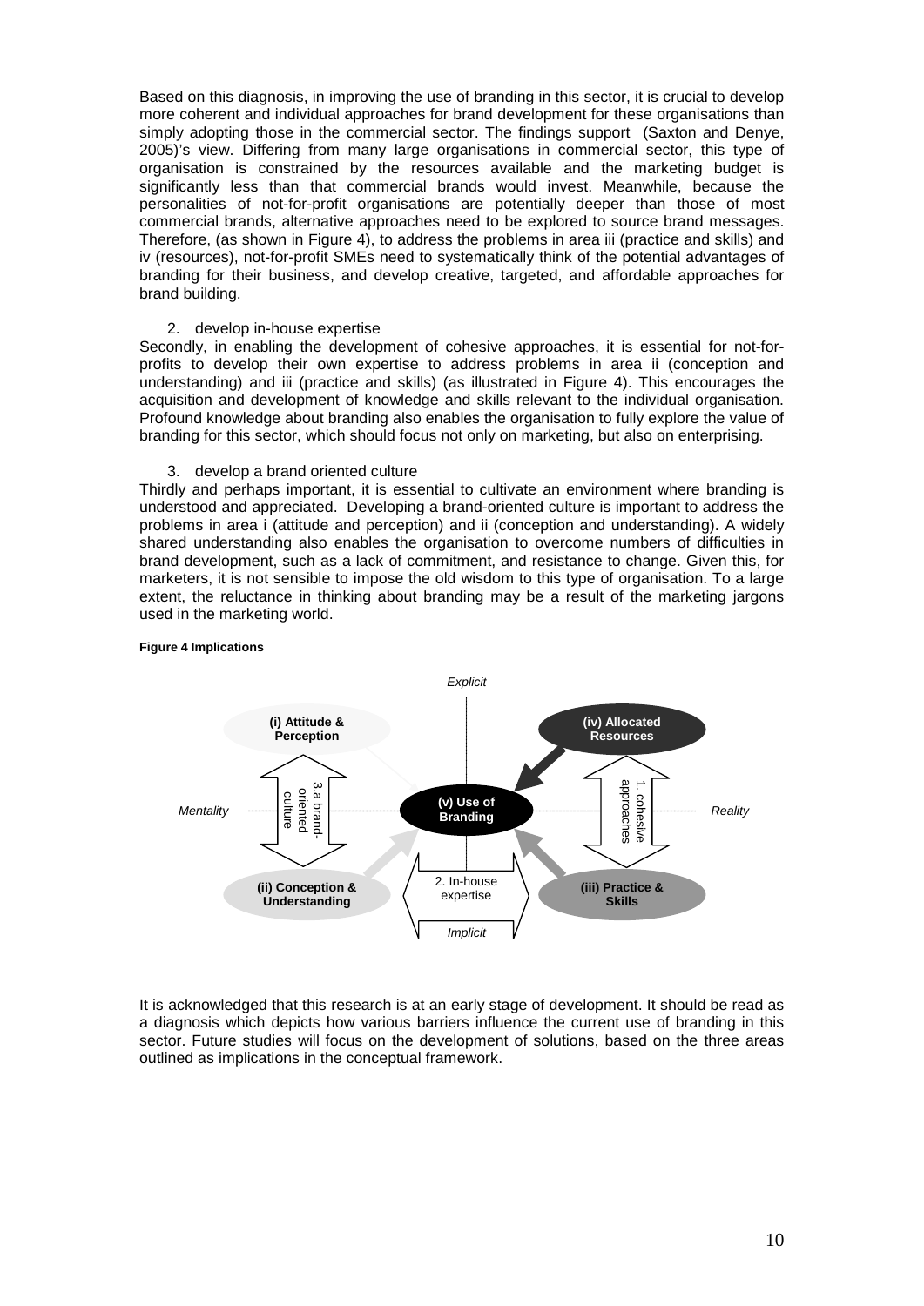Based on this diagnosis, in improving the use of branding in this sector, it is crucial to develop more coherent and individual approaches for brand development for these organisations than simply adopting those in the commercial sector. The findings support (Saxton and Denye, 2005)'s view. Differing from many large organisations in commercial sector, this type of organisation is constrained by the resources available and the marketing budget is significantly less than that commercial brands would invest. Meanwhile, because the personalities of not-for-profit organisations are potentially deeper than those of most commercial brands, alternative approaches need to be explored to source brand messages. Therefore, (as shown in Figure 4), to address the problems in area iii (practice and skills) and iv (resources), not-for-profit SMEs need to systematically think of the potential advantages of branding for their business, and develop creative, targeted, and affordable approaches for brand building.

2. develop in-house expertise

Secondly, in enabling the development of cohesive approaches, it is essential for not-for-profits to develop their own expertise to address problems in area ii (conception and understanding) and iii (practice and skills) (as illustrated in Figure 4). This encourages the acquisition and development of knowledge and skills relevant to the individual organisation. Profound knowledge about branding also enables the organisation to fully explore the value of branding for this sector, which should focus not only on marketing, but also on enterprising.

3. develop a brand oriented culture

Thirdly and perhaps important, it is essential to cultivate an environment where branding is understood and appreciated. Developing a brand-oriented culture is important to address the problems in area i (attitude and perception) and ii (conception and understanding). A widely shared understanding also enables the organisation to overcome numbers of difficulties in brand development, such as a lack of commitment, and resistance to change. Given this, for marketers, it is not sensible to impose the old wisdom to this type of organisation. To a large extent, the reluctance in thinking about branding may be a result of the marketing jargons used in the marketing world.

**Figure 4 Implications**

*Explicit*

(i) Attitude & Perception | (iv) Allocated Resources

*Mentality* — 3.a brand-oriented culture — (v) Use of Branding — 1. cohesive approaches — *Reality*

(ii) Conception & Understanding | 2. In-house expertise | (iii) Practice & Skills

*Implicit*

It is acknowledged that this research is at an early stage of development. It should be read as a diagnosis which depicts how various barriers influence the current use of branding in this sector. Future studies will focus on the development of solutions, based on the three areas outlined as implications in the conceptual framework.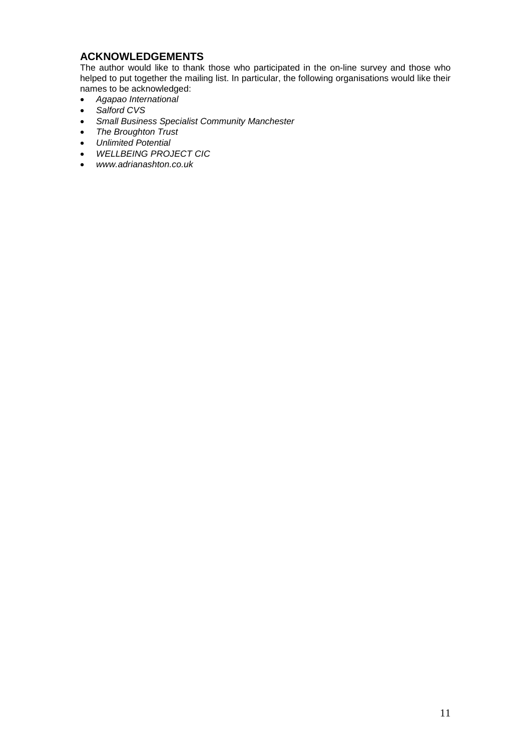## ACKNOWLEDGEMENTS

The author would like to thank those who participated in the on-line survey and those who helped to put together the mailing list. In particular, the following organisations would like their names to be acknowledged:

- *Agapao International*
- *Salford CVS*
- *Small Business Specialist Community Manchester*
- *The Broughton Trust*
- *Unlimited Potential*
- *WELLBEING PROJECT CIC*
- *www.adrianashton.co.uk*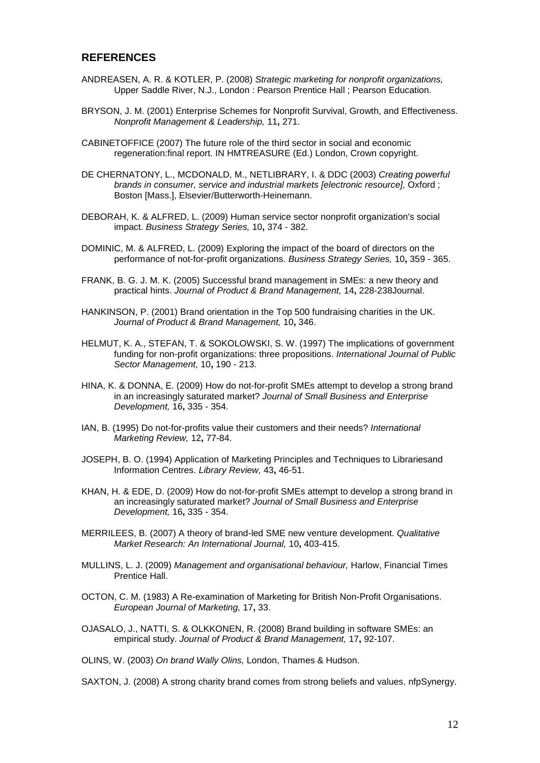## REFERENCES

ANDREASEN, A. R. & KOTLER, P. (2008) *Strategic marketing for nonprofit organizations,* Upper Saddle River, N.J., London : Pearson Prentice Hall ; Pearson Education.

BRYSON, J. M. (2001) Enterprise Schemes for Nonprofit Survival, Growth, and Effectiveness. *Nonprofit Management & Leadership,* 11**,** 271.

CABINETOFFICE (2007) The future role of the third sector in social and economic regeneration:final report. IN HMTREASURE (Ed.) London, Crown copyright.

DE CHERNATONY, L., MCDONALD, M., NETLIBRARY, I. & DDC (2003) *Creating powerful brands in consumer, service and industrial markets [electronic resource],* Oxford ; Boston [Mass.], Elsevier/Butterworth-Heinemann.

DEBORAH, K. & ALFRED, L. (2009) Human service sector nonprofit organization's social impact. *Business Strategy Series,* 10**,** 374 - 382.

DOMINIC, M. & ALFRED, L. (2009) Exploring the impact of the board of directors on the performance of not-for-profit organizations. *Business Strategy Series,* 10**,** 359 - 365.

FRANK, B. G. J. M. K. (2005) Successful brand management in SMEs: a new theory and practical hints. *Journal of Product & Brand Management,* 14**,** 228-238Journal.

HANKINSON, P. (2001) Brand orientation in the Top 500 fundraising charities in the UK. *Journal of Product & Brand Management,* 10**,** 346.

HELMUT, K. A., STEFAN, T. & SOKOLOWSKI, S. W. (1997) The implications of government funding for non-profit organizations: three propositions. *International Journal of Public Sector Management,* 10**,** 190 - 213.

HINA, K. & DONNA, E. (2009) How do not-for-profit SMEs attempt to develop a strong brand in an increasingly saturated market? *Journal of Small Business and Enterprise Development,* 16**,** 335 - 354.

IAN, B. (1995) Do not-for-profits value their customers and their needs? *International Marketing Review,* 12**,** 77-84.

JOSEPH, B. O. (1994) Application of Marketing Principles and Techniques to Librariesand Information Centres. *Library Review,* 43**,** 46-51.

KHAN, H. & EDE, D. (2009) How do not-for-profit SMEs attempt to develop a strong brand in an increasingly saturated market? *Journal of Small Business and Enterprise Development,* 16**,** 335 - 354.

MERRILEES, B. (2007) A theory of brand-led SME new venture development. *Qualitative Market Research: An International Journal,* 10**,** 403-415.

MULLINS, L. J. (2009) *Management and organisational behaviour,* Harlow, Financial Times Prentice Hall.

OCTON, C. M. (1983) A Re-examination of Marketing for British Non-Profit Organisations. *European Journal of Marketing,* 17**,** 33.

OJASALO, J., NATTI, S. & OLKKONEN, R. (2008) Brand building in software SMEs: an empirical study. *Journal of Product & Brand Management,* 17**,** 92-107.

OLINS, W. (2003) *On brand Wally Olins,* London, Thames & Hudson.

SAXTON, J. (2008) A strong charity brand comes from strong beliefs and values. nfpSynergy.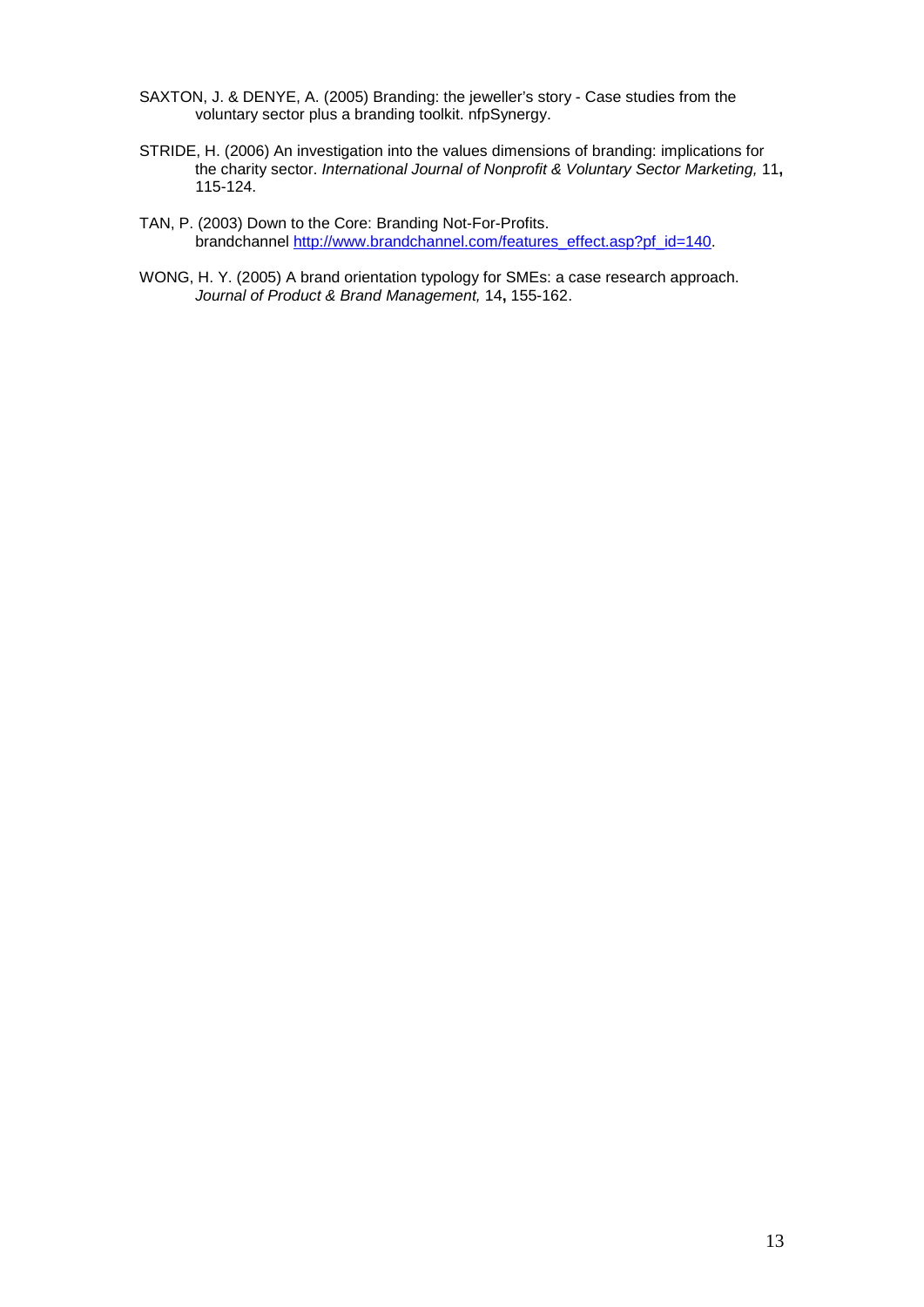SAXTON, J. & DENYE, A. (2005) Branding: the jeweller's story - Case studies from the voluntary sector plus a branding toolkit. nfpSynergy.

STRIDE, H. (2006) An investigation into the values dimensions of branding: implications for the charity sector. *International Journal of Nonprofit & Voluntary Sector Marketing,* 11**,** 115-124.

TAN, P. (2003) Down to the Core: Branding Not-For-Profits. brandchannel http://www.brandchannel.com/features_effect.asp?pf_id=140.

WONG, H. Y. (2005) A brand orientation typology for SMEs: a case research approach. *Journal of Product & Brand Management,* 14**,** 155-162.